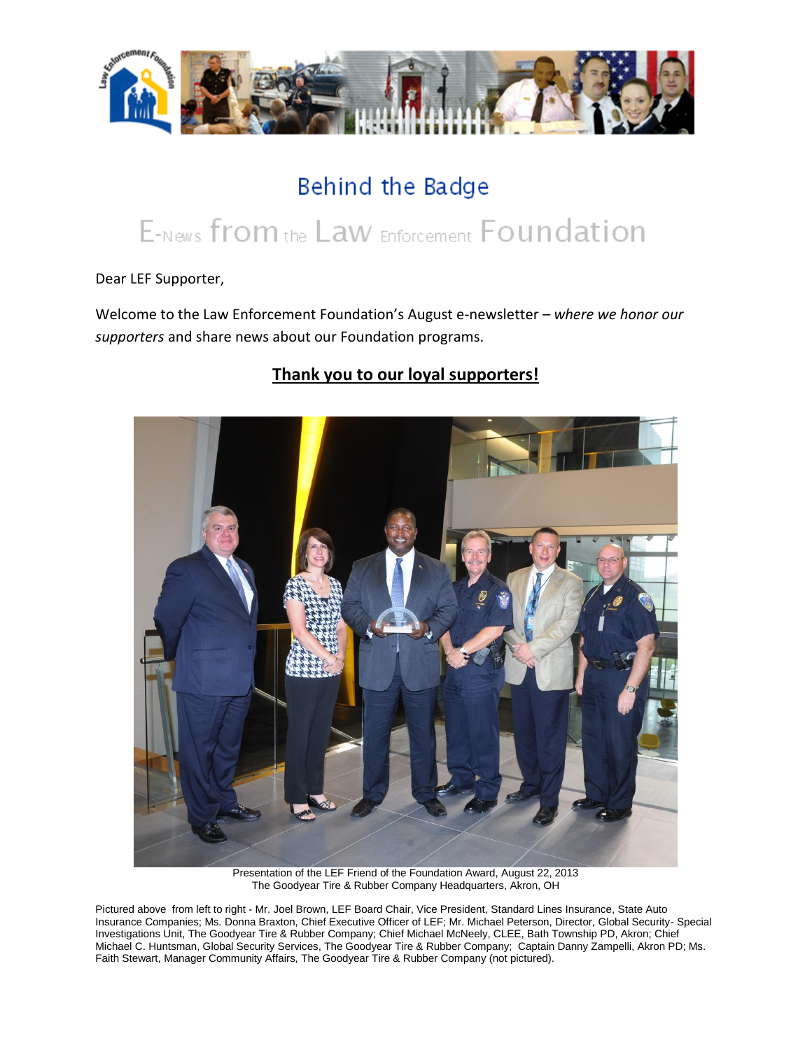# Behind the Badge

## E-News from the Law Enforcement Foundation

Dear LEF Supporter,

Welcome to the Law Enforcement Foundation's August e-newsletter – *where we honor our supporters* and share news about our Foundation programs.

## **Thank you to our loyal supporters!**

Presentation of the LEF Friend of the Foundation Award, August 22, 2013
The Goodyear Tire & Rubber Company Headquarters, Akron, OH

Pictured above from left to right - Mr. Joel Brown, LEF Board Chair, Vice President, Standard Lines Insurance, State Auto Insurance Companies; Ms. Donna Braxton, Chief Executive Officer of LEF; Mr. Michael Peterson, Director, Global Security- Special Investigations Unit, The Goodyear Tire & Rubber Company; Chief Michael McNeely, CLEE, Bath Township PD, Akron; Chief Michael C. Huntsman, Global Security Services, The Goodyear Tire & Rubber Company; Captain Danny Zampelli, Akron PD; Ms. Faith Stewart, Manager Community Affairs, The Goodyear Tire & Rubber Company (not pictured).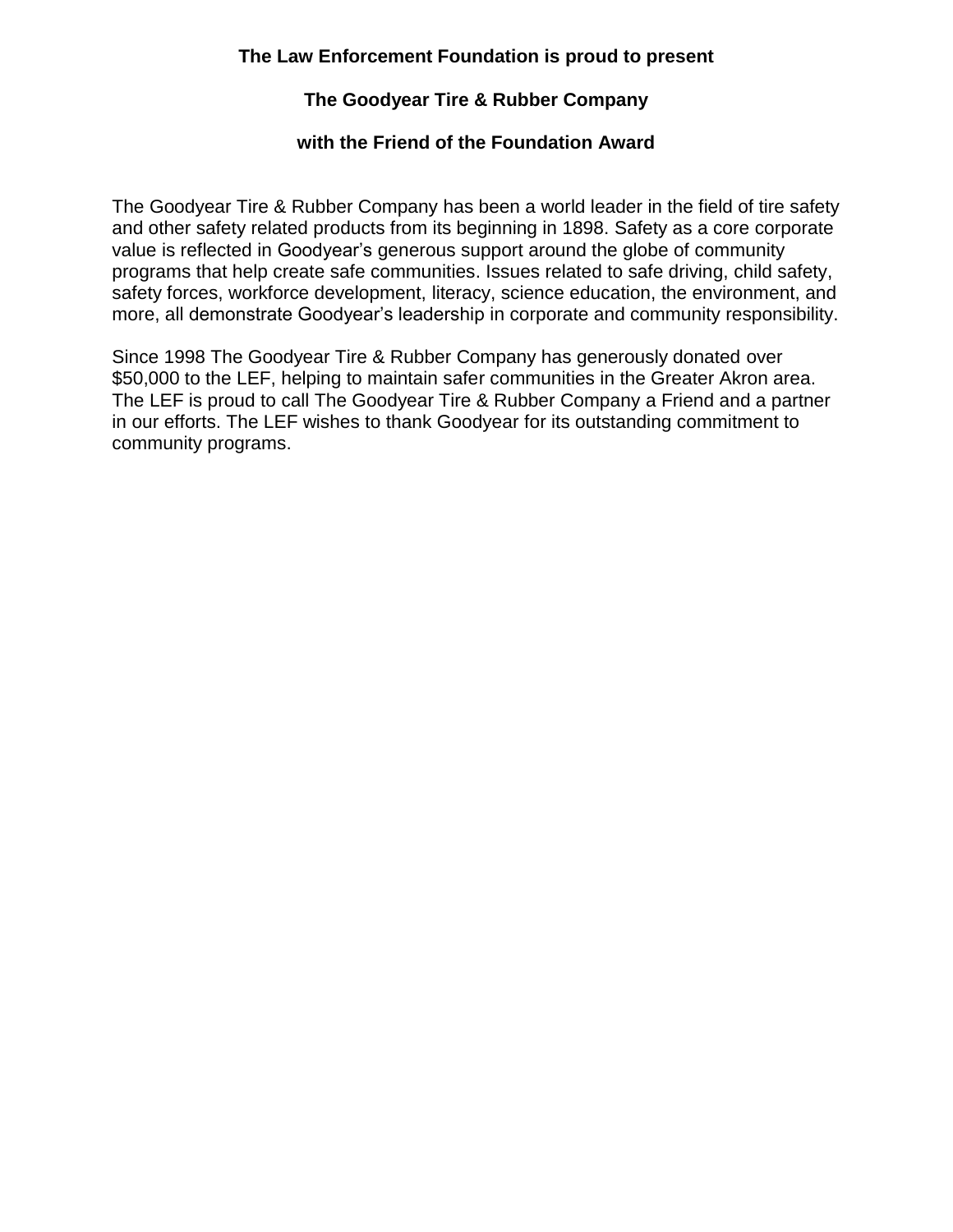**The Law Enforcement Foundation is proud to present**

**The Goodyear Tire & Rubber Company**

**with the Friend of the Foundation Award**

The Goodyear Tire & Rubber Company has been a world leader in the field of tire safety and other safety related products from its beginning in 1898. Safety as a core corporate value is reflected in Goodyear's generous support around the globe of community programs that help create safe communities. Issues related to safe driving, child safety, safety forces, workforce development, literacy, science education, the environment, and more, all demonstrate Goodyear's leadership in corporate and community responsibility.

Since 1998 The Goodyear Tire & Rubber Company has generously donated over $50,000 to the LEF, helping to maintain safer communities in the Greater Akron area. The LEF is proud to call The Goodyear Tire & Rubber Company a Friend and a partner in our efforts. The LEF wishes to thank Goodyear for its outstanding commitment to community programs.